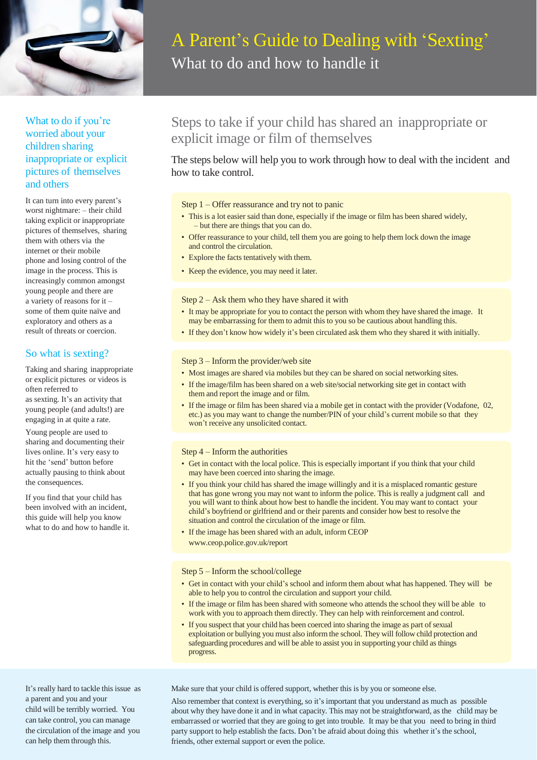# A Parent's Guide to Dealing with 'Sexting'

## What to do and how to handle it

### What to do if you're worried about your children sharing inappropriate or explicit pictures of themselves and others

It can turn into every parent's worst nightmare: – their child taking explicit or inappropriate pictures of themselves, sharing them with others via the internet or their mobile phone and losing control of the image in the process. This is increasingly common amongst young people and there are a variety of reasons for it – some of them quite naïve and exploratory and others as a result of threats or coercion.

### So what is sexting?

Taking and sharing inappropriate or explicit pictures or videos is often referred to as sexting. It's an activity that young people (and adults!) are engaging in at quite a rate.

Young people are used to sharing and documenting their lives online. It's very easy to hit the 'send' button before actually pausing to think about the consequences.

If you find that your child has been involved with an incident, this guide will help you know what to do and how to handle it.

## Steps to take if your child has shared an inappropriate or explicit image or film of themselves

The steps below will help you to work through how to deal with the incident and how to take control.

### Step 1 – Offer reassurance and try not to panic

- This is a lot easier said than done, especially if the image or film has been shared widely, – but there are things that you can do.
- Offer reassurance to your child, tell them you are going to help them lock down the image and control the circulation.
- Explore the facts tentatively with them.
- Keep the evidence, you may need it later.

### Step 2 – Ask them who they have shared it with

- It may be appropriate for you to contact the person with whom they have shared the image. It may be embarrassing for them to admit this to you so be cautious about handling this.
- If they don't know how widely it's been circulated ask them who they shared it with initially.

### Step 3 – Inform the provider/web site

- Most images are shared via mobiles but they can be shared on social networking sites.
- If the image/film has been shared on a web site/social networking site get in contact with them and report the image and or film.
- If the image or film has been shared via a mobile get in contact with the provider (Vodafone, 02, etc.) as you may want to change the number/PIN of your child's current mobile so that they won't receive any unsolicited contact.

### Step 4 – Inform the authorities

- Get in contact with the local police. This is especially important if you think that your child may have been coerced into sharing the image.
- If you think your child has shared the image willingly and it is a misplaced romantic gesture that has gone wrong you may not want to inform the police. This is really a judgment call and you will want to think about how best to handle the incident. You may want to contact your child's boyfriend or girlfriend and or their parents and consider how best to resolve the situation and control the circulation of the image or film.
- If the image has been shared with an adult, inform CEOP www.ceop.police.gov.uk/report

### Step 5 – Inform the school/college

- Get in contact with your child's school and inform them about what has happened. They will be able to help you to control the circulation and support your child.
- If the image or film has been shared with someone who attends the school they will be able to work with you to approach them directly. They can help with reinforcement and control.
- If you suspect that your child has been coerced into sharing the image as part of sexual exploitation or bullying you must also inform the school. They will follow child protection and safeguarding procedures and will be able to assist you in supporting your child as things progress.

It's really hard to tackle this issue as a parent and your child will be terribly worried. You can take control, you can manage the circulation of the image and you can help them through this.

Make sure that your child is offered support, whether this is by you or someone else.

Also remember that context is everything, so it's important that you understand as much as possible about why they have done it and in what capacity. This may not be straightforward, as the child may be embarrassed or worried that they are going to get into trouble. It may be that you need to bring in third party support to help establish the facts. Don't be afraid about doing this whether it's the school, friends, other external support or even the police.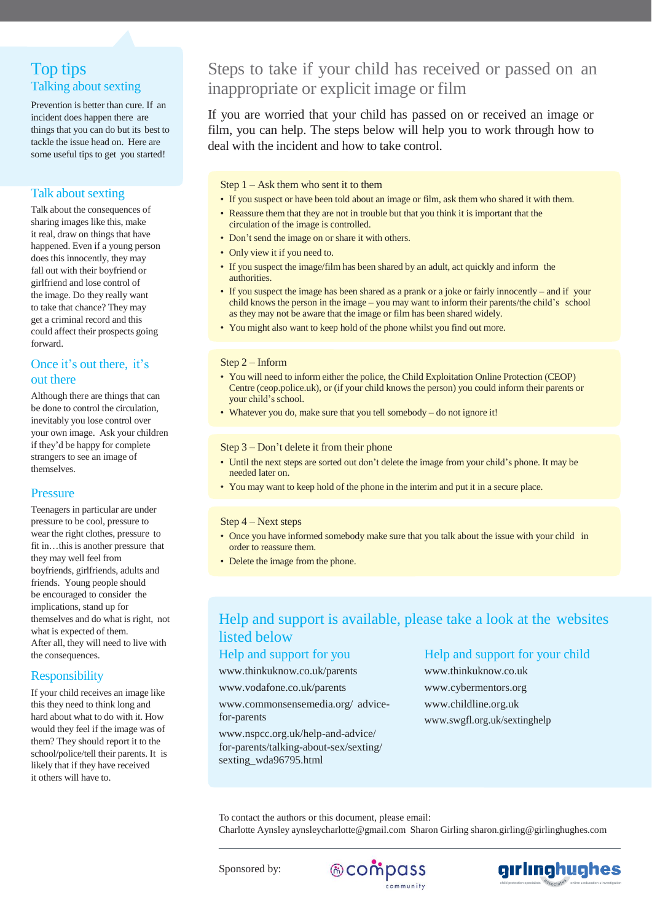## Top tips

### Talking about sexting

Prevention is better than cure. If an incident does happen there are things that you can do but its best to tackle the issue head on. Here are some useful tips to get you started!

### Talk about sexting

Talk about the consequences of sharing images like this, make it real, draw on things that have happened. Even if a young person does this innocently, they may fall out with their boyfriend or girlfriend and lose control of the image. Do they really want to take that chance? They may get a criminal record and this could affect their prospects going forward.

### Once it's out there, it's out there

Although there are things that can be done to control the circulation, inevitably you lose control over your own image. Ask your children if they'd be happy for complete strangers to see an image of themselves.

### Pressure

Teenagers in particular are under pressure to be cool, pressure to wear the right clothes, pressure to fit in…this is another pressure that they may well feel from boyfriends, girlfriends, adults and friends. Young people should be encouraged to consider the implications, stand up for themselves and do what is right, not what is expected of them.
After all, they will need to live with the consequences.

### Responsibility

If your child receives an image like this they need to think long and hard about what to do with it. How would they feel if the image was of them? They should report it to the school/police/tell their parents. It is likely that if they have received it others will have to.

## Steps to take if your child has received or passed on an inappropriate or explicit image or film

If you are worried that your child has passed on or received an image or film, you can help. The steps below will help you to work through how to deal with the incident and how to take control.

### Step 1 – Ask them who sent it to them

- If you suspect or have been told about an image or film, ask them who shared it with them.
- Reassure them that they are not in trouble but that you think it is important that the circulation of the image is controlled.
- Don't send the image on or share it with others.
- Only view it if you need to.
- If you suspect the image/film has been shared by an adult, act quickly and inform the authorities.
- If you suspect the image has been shared as a prank or a joke or fairly innocently – and if your child knows the person in the image – you may want to inform their parents/the child's school as they may not be aware that the image or film has been shared widely.
- You might also want to keep hold of the phone whilst you find out more.

### Step 2 – Inform

- You will need to inform either the police, the Child Exploitation Online Protection (CEOP) Centre (ceop.police.uk), or (if your child knows the person) you could inform their parents or your child's school.
- Whatever you do, make sure that you tell somebody – do not ignore it!

### Step 3 – Don't delete it from their phone

- Until the next steps are sorted out don't delete the image from your child's phone. It may be needed later on.
- You may want to keep hold of the phone in the interim and put it in a secure place.

### Step 4 – Next steps

- Once you have informed somebody make sure that you talk about the issue with your child in order to reassure them.
- Delete the image from the phone.

## Help and support is available, please take a look at the websites listed below

### Help and support for you

www.thinkuknow.co.uk/parents

www.vodafone.co.uk/parents

www.commonsensemedia.org/ advice-for-parents

www.nspcc.org.uk/help-and-advice/for-parents/talking-about-sex/sexting/sexting_wda96795.html

### Help and support for your child

www.thinkuknow.co.uk

www.cybermentors.org

www.childline.org.uk

www.swgfl.org.uk/sextinghelp

To contact the authors or this document, please email:
Charlotte Aynsley aynsleycharlotte@gmail.com Sharon Girling sharon.girling@girlinghughes.com

Sponsored by: compass community · girlinghughes associates (child protection specialists · online · education · investigation)